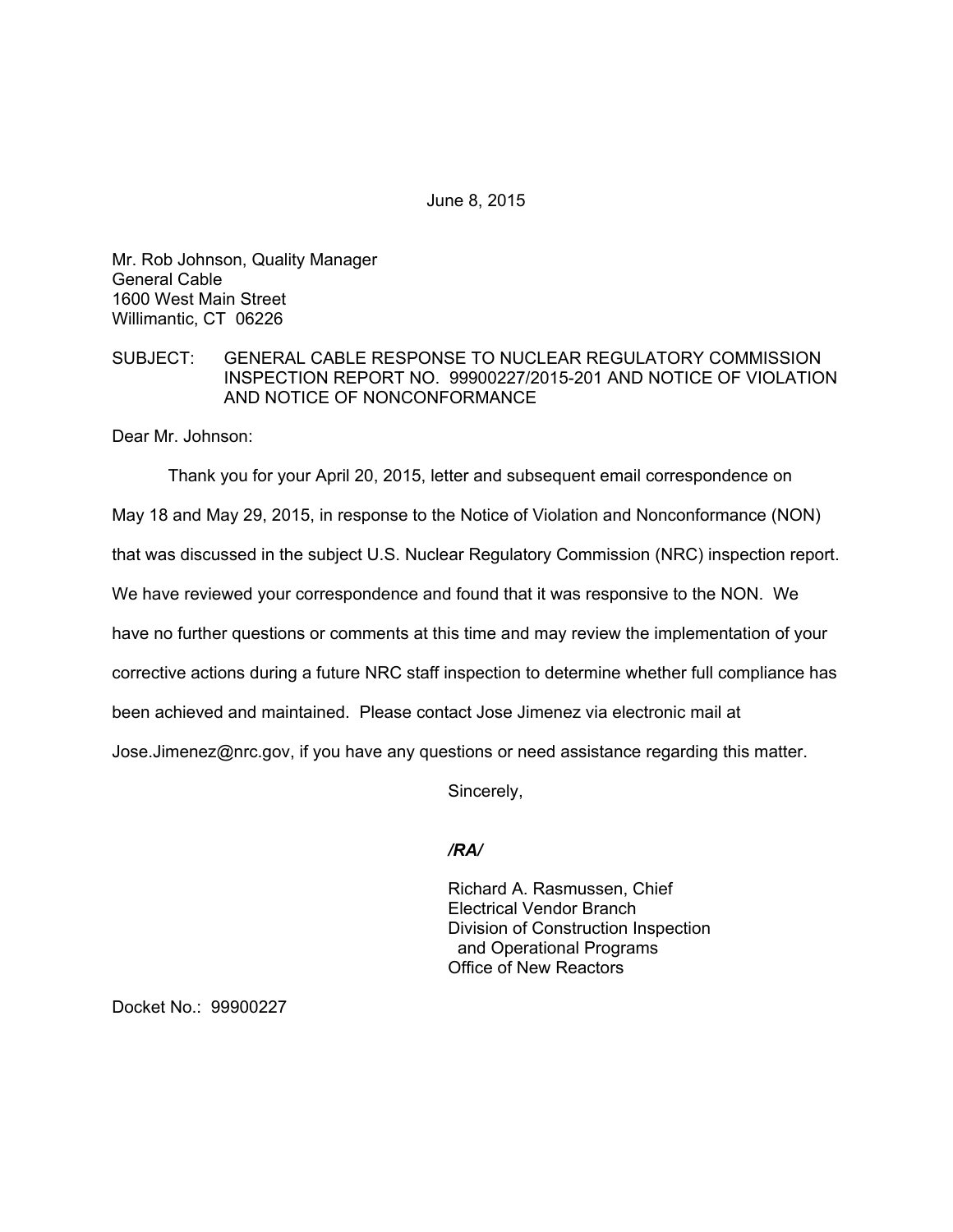June 8, 2015

Mr. Rob Johnson, Quality Manager
General Cable
1600 West Main Street
Willimantic, CT 06226

SUBJECT: GENERAL CABLE RESPONSE TO NUCLEAR REGULATORY COMMISSION INSPECTION REPORT NO. 99900227/2015-201 AND NOTICE OF VIOLATION AND NOTICE OF NONCONFORMANCE

Dear Mr. Johnson:

Thank you for your April 20, 2015, letter and subsequent email correspondence on May 18 and May 29, 2015, in response to the Notice of Violation and Nonconformance (NON) that was discussed in the subject U.S. Nuclear Regulatory Commission (NRC) inspection report. We have reviewed your correspondence and found that it was responsive to the NON. We have no further questions or comments at this time and may review the implementation of your corrective actions during a future NRC staff inspection to determine whether full compliance has been achieved and maintained. Please contact Jose Jimenez via electronic mail at Jose.Jimenez@nrc.gov, if you have any questions or need assistance regarding this matter.

Sincerely,

***/RA/***

Richard A. Rasmussen, Chief
Electrical Vendor Branch
Division of Construction Inspection
and Operational Programs
Office of New Reactors

Docket No.: 99900227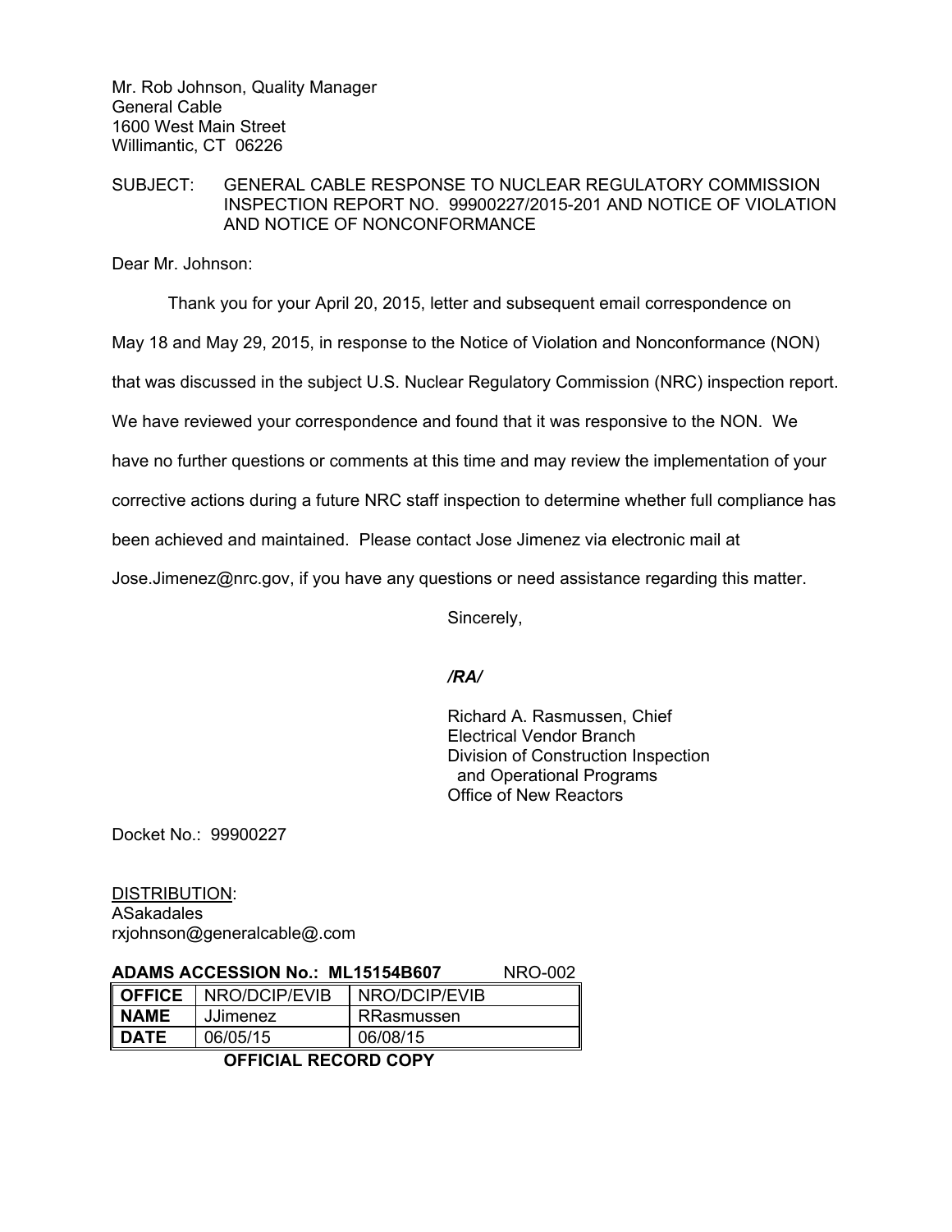Mr. Rob Johnson, Quality Manager
General Cable
1600 West Main Street
Willimantic, CT 06226

SUBJECT: GENERAL CABLE RESPONSE TO NUCLEAR REGULATORY COMMISSION INSPECTION REPORT NO. 99900227/2015-201 AND NOTICE OF VIOLATION AND NOTICE OF NONCONFORMANCE

Dear Mr. Johnson:

Thank you for your April 20, 2015, letter and subsequent email correspondence on May 18 and May 29, 2015, in response to the Notice of Violation and Nonconformance (NON) that was discussed in the subject U.S. Nuclear Regulatory Commission (NRC) inspection report. We have reviewed your correspondence and found that it was responsive to the NON. We have no further questions or comments at this time and may review the implementation of your corrective actions during a future NRC staff inspection to determine whether full compliance has been achieved and maintained. Please contact Jose Jimenez via electronic mail at Jose.Jimenez@nrc.gov, if you have any questions or need assistance regarding this matter.

Sincerely,

*/RA/*

Richard A. Rasmussen, Chief
Electrical Vendor Branch
Division of Construction Inspection
and Operational Programs
Office of New Reactors

Docket No.: 99900227

DISTRIBUTION:
ASakadales
rxjohnson@generalcable@.com

**ADAMS ACCESSION No.: ML15154B607** NRO-002

| **OFFICE** | NRO/DCIP/EVIB | NRO/DCIP/EVIB |
|---|---|---|
| **NAME** | JJimenez | RRasmussen |
| **DATE** | 06/05/15 | 06/08/15 |

**OFFICIAL RECORD COPY**